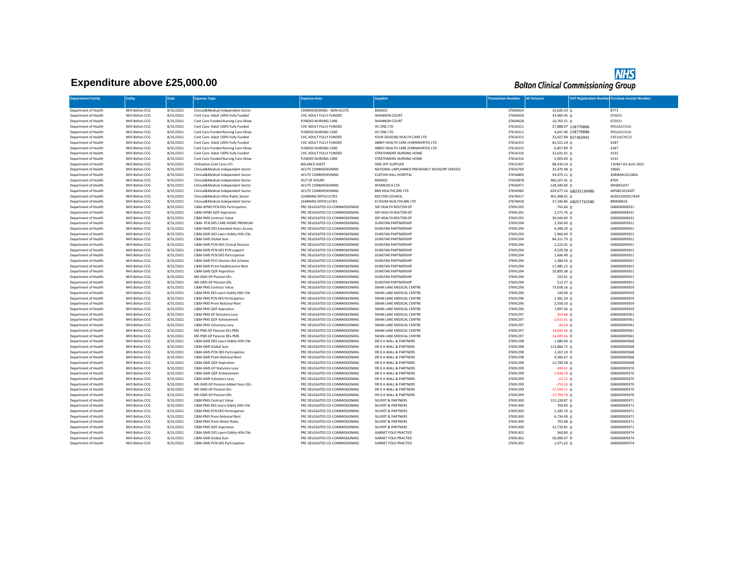# Expenditure above £25,000.00

NHS
Bolton Clinical Commissioning Group

| Department Family | Entity | Date | Expense Type | Expense Area | Supplier | Transaction Number | AP Amount | VAT Registration Number | Purchase Invoice Number |
|---|---|---|---|---|---|---|---|---|---|
| Department of Health | NHS Bolton CCG | 8/31/2021 | Clinical&Medical-Independent Sector | COMMISSIONING - NON ACUTE | BARDOC | 37604624 | 32,620.33 | 0 | 8773 |
| Department of Health | NHS Bolton CCG | 8/31/2021 | Cont Care- Adult 100% Fully Funded | CHC ADULT FULLY FUNDED | SHANNON COURT | 37604628 | 33,469.45 | 0 | 072021 |
| Department of Health | NHS Bolton CCG | 8/31/2021 | Cont Care-Funded Nursing Care Allow | FUNDED NURSING CARE | SHANNON COURT | 37604628 | 10,763.31 | 0 | 072021 |
| Department of Health | NHS Bolton CCG | 8/31/2021 | Cont Care- Adult 100% Fully Funded | CHC ADULT FULLY FUNDED | HC ONE LTD | 37616311 | 27,888.07 | 218770886 | IFOUJULY21A |
| Department of Health | NHS Bolton CCG | 8/31/2021 | Cont Care-Funded Nursing Care Allow | FUNDED NURSING CARE | HC ONE LTD | 37616311 | 4,647.49 | 218770886 | IFOUJULY21A |
| Department of Health | NHS Bolton CCG | 8/31/2021 | Cont Care- Adult 100% Fully Funded | CHC ADULT FULLY FUNDED | FOUR SEASONS HEALTH CARE LTD | 37616313 | 32,427.84 | 927365991 | CATJULCHC21 |
| Department of Health | NHS Bolton CCG | 8/31/2021 | Cont Care- Adult 100% Fully Funded | CHC ADULT FULLY FUNDED | ABBEY HEALTH CARE (FARNWORTH) LTD | 37616315 | 81,521.24 | 0 | 6187 |
| Department of Health | NHS Bolton CCG | 8/31/2021 | Cont Care-Funded Nursing Care Allow | FUNDED NURSING CARE | ABBEY HEALTH CARE (FARNWORTH) LTD | 37616315 | 6,857.89 | 0 | 6187 |
| Department of Health | NHS Bolton CCG | 8/31/2021 | Cont Care- Adult 100% Fully Funded | CHC ADULT FULLY FUNDED | STRATHMORE NURSING HOME | 37616316 | 32,631.01 | 0 | 4132 |
| Department of Health | NHS Bolton CCG | 8/31/2021 | Cont Care-Funded Nursing Care Allow | FUNDED NURSING CARE | STRATHMORE NURSING HOME | 37616316 | 5,003.69 | 0 | 4132 |
| Department of Health | NHS Bolton CCG | 8/31/2021 | Utilisation-Cont Care<1Yr | BALANCE SHEET | ONE-OFF SUPPLIER | 37623307 | 88,410.24 | 0 | 110467-02-AUG-2021 |
| Department of Health | NHS Bolton CCG | 8/31/2021 | Clinical&Medical-Independent Sector | ACUTE COMMISSIONING | NATIONAL UNPLANNED PREGNANCY ADVISORY SERVICE | 37656769 | 35,470.48 | 0 | 10665 |
| Department of Health | NHS Bolton CCG | 8/31/2021 | Clinical&Medical-Independent Sector | ACUTE COMMISSIONING | EUXTON HALL HOSPITAL | 37656869 | 43,475.11 | 0 | 204KMAUG21BOL |
| Department of Health | NHS Bolton CCG | 8/31/2021 | Clinical&Medical-Independent Sector | OUT OF HOURS | BARDOC | 37656878 | 380,207.41 | 0 | 8769 |
| Department of Health | NHS Bolton CCG | 8/31/2021 | Clinical&Medical-Independent Sector | ACUTE COMMISSIONING | SPAMEDICA LTD | 37656971 | 128,349.00 | 0 | NHSBOL037 |
| Department of Health | NHS Bolton CCG | 8/31/2021 | Clinical&Medical-Independent Sector | ACUTE COMMISSIONING | BMI HEALTHCARE LTD | 37656983 | 629,677.14 | GB235134980 | IAP082101500T |
| Department of Health | NHS Bolton CCG | 8/31/2021 | Clinical&Medical-Othe Public Sector | LEARNING DIFFICULTIES | BOLTON COUNCIL | 37678417 | 301,908.02 | 0 | 003023392017649 |
| Department of Health | NHS Bolton CCG | 8/31/2021 | Clinical&Medical-Independent Sector | LEARNING DIFFICULTIES | ELYSIUM HEALTHCARE LTD | 37678418 | 37,246.86 | GB257732580 | BRW00656 |
| Department of Health | NHS Bolton CCG | 8/31/2021 | C&M-APMS PCN DES Participation | PRC DELEGATED CO-COMMISSIONING | SSP HEALTH BOLTON GP | 37691292 | 742.60 | 0 | G06000008331 |
| Department of Health | NHS Bolton CCG | 8/31/2021 | C&M-APMS QOF Aspiration | PRC DELEGATED CO-COMMISSIONING | SSP HEALTH BOLTON GP | 37691292 | 2,571.76 | 0 | G06000008331 |
| Department of Health | NHS Bolton CCG | 8/31/2021 | C&M-PMS Contract Value | PRC DELEGATED CO-COMMISSIONING | SSP HEALTH BOLTON GP | 37691292 | 39,544.60 | 0 | G06000008331 |
| Department of Health | NHS Bolton CCG | 8/31/2021 | C&M- PCN DES CARE HOME PREMIUM | PRC DELEGATED CO-COMMISSIONING | DUNSTAN PARTNERSHIP | 37691294 | 2,350.00 | 0 | G06000009351 |
| Department of Health | NHS Bolton CCG | 8/31/2021 | C&M-GMS DES Extended Hours Access | PRC DELEGATED CO-COMMISSIONING | DUNSTAN PARTNERSHIP | 37691294 | 4,348.20 | 0 | G06000009351 |
| Department of Health | NHS Bolton CCG | 8/31/2021 | C&M-GMS DES Learn Dsblty Hlth Chk | PRC DELEGATED CO-COMMISSIONING | DUNSTAN PARTNERSHIP | 37691294 | 1,960.00 | 0 | G06000009351 |
| Department of Health | NHS Bolton CCG | 8/31/2021 | C&M-GMS Global Sum | PRC DELEGATED CO-COMMISSIONING | DUNSTAN PARTNERSHIP | 37691294 | 84,311.79 | 0 | G06000009351 |
| Department of Health | NHS Bolton CCG | 8/31/2021 | C&M-GMS PCN DES Clinical Director | PRC DELEGATED CO-COMMISSIONING | DUNSTAN PARTNERSHIP | 37691294 | 2,222.41 | 0 | G06000009351 |
| Department of Health | NHS Bolton CCG | 8/31/2021 | C&M-GMS PCN DES PCN support | PRC DELEGATED CO-COMMISSIONING | DUNSTAN PARTNERSHIP | 37691294 | 4,529.38 | 0 | G06000009351 |
| Department of Health | NHS Bolton CCG | 8/31/2021 | C&M-GMS PCN DES Participation | PRC DELEGATED CO-COMMISSIONING | DUNSTAN PARTNERSHIP | 37691294 | 1,606.49 | 0 | G06000009351 |
| Department of Health | NHS Bolton CCG | 8/31/2021 | C&M-GMS PCO Doctors Ret Scheme | PRC DELEGATED CO-COMMISSIONING | DUNSTAN PARTNERSHIP | 37691294 | 1,384.56 | 0 | G06000009351 |
| Department of Health | NHS Bolton CCG | 8/31/2021 | C&M-GMS Prem Healthcentre Rent | PRC DELEGATED CO-COMMISSIONING | DUNSTAN PARTNERSHIP | 37691294 | 17,485.15 | 0 | G06000009351 |
| Department of Health | NHS Bolton CCG | 8/31/2021 | C&M-GMS QOF Aspiration | PRC DELEGATED CO-COMMISSIONING | DUNSTAN PARTNERSHIP | 37691294 | 10,893.38 | 0 | G06000009351 |
| Department of Health | NHS Bolton CCG | 8/31/2021 | ME-GMS GP Pension EEs | PRC DELEGATED CO-COMMISSIONING | DUNSTAN PARTNERSHIP | 37691294 | 332.01 | 0 | G06000009351 |
| Department of Health | NHS Bolton CCG | 8/31/2021 | ME-GMS GP Pension ERs | PRC DELEGATED CO-COMMISSIONING | DUNSTAN PARTNERSHIP | 37691294 | 513.37 | 0 | G06000009351 |
| Department of Health | NHS Bolton CCG | 8/31/2021 | C&M-PMS Contract Value | PRC DELEGATED CO-COMMISSIONING | SWAN LANE MEDICAL CENTRE | 37691296 | 73,658.16 | 0 | G06000009359 |
| Department of Health | NHS Bolton CCG | 8/31/2021 | C&M-PMS DES Learn Dsblty Hlth Chk | PRC DELEGATED CO-COMMISSIONING | SWAN LANE MEDICAL CENTRE | 37691296 | 140.00 | 0 | G06000009359 |
| Department of Health | NHS Bolton CCG | 8/31/2021 | C&M-PMS PCN DES Participation | PRC DELEGATED CO-COMMISSIONING | SWAN LANE MEDICAL CENTRE | 37691296 | 1,381.20 | 0 | G06000009359 |
| Department of Health | NHS Bolton CCG | 8/31/2021 | C&M-PMS Prem Notional Rent | PRC DELEGATED CO-COMMISSIONING | SWAN LANE MEDICAL CENTRE | 37691296 | 2,558.33 | 0 | G06000009359 |
| Department of Health | NHS Bolton CCG | 8/31/2021 | C&M-PMS QOF Aspiration | PRC DELEGATED CO-COMMISSIONING | SWAN LANE MEDICAL CENTRE | 37691296 | 7,897.26 | 0 | G06000009359 |
| Department of Health | NHS Bolton CCG | 8/31/2021 | C&M-PMS GP Statutory Levy | PRC DELEGATED CO-COMMISSIONING | SWAN LANE MEDICAL CENTRE | 37691297 | -163.68 | 0 | G06000009361 |
| Department of Health | NHS Bolton CCG | 8/31/2021 | C&M-PMS QOF Achievement | PRC DELEGATED CO-COMMISSIONING | SWAN LANE MEDICAL CENTRE | 37691297 | -2,615.31 | 0 | G06000009361 |
| Department of Health | NHS Bolton CCG | 8/31/2021 | C&M-PMS Voluntary Levy | PRC DELEGATED CO-COMMISSIONING | SWAN LANE MEDICAL CENTRE | 37691297 | -40.18 | 0 | G06000009361 |
| Department of Health | NHS Bolton CCG | 8/31/2021 | ME-PMS GP Pension EEs-PMS | PRC DELEGATED CO-COMMISSIONING | SWAN LANE MEDICAL CENTRE | 37691297 | -14,620.66 | 0 | G06000009361 |
| Department of Health | NHS Bolton CCG | 8/31/2021 | ME-PMS GP Pension ERs-PMS | PRC DELEGATED CO-COMMISSIONING | SWAN LANE MEDICAL CENTRE | 37691297 | -14,499.66 | 0 | G06000009361 |
| Department of Health | NHS Bolton CCG | 8/31/2021 | C&M-GMS DES Learn Dsblty Hlth Chk | PRC DELEGATED CO-COMMISSIONING | DR D A WALL & PARTNERS | 37691298 | 1,680.00 | 0 | G06000009368 |
| Department of Health | NHS Bolton CCG | 8/31/2021 | C&M-GMS Global Sum | PRC DELEGATED CO-COMMISSIONING | DR D A WALL & PARTNERS | 37691298 | 113,866.72 | 0 | G06000009368 |
| Department of Health | NHS Bolton CCG | 8/31/2021 | C&M-GMS PCN DES Participation | PRC DELEGATED CO-COMMISSIONING | DR D A WALL & PARTNERS | 37691298 | 2,167.10 | 0 | G06000009368 |
| Department of Health | NHS Bolton CCG | 8/31/2021 | C&M-GMS Prem Notional Rent | PRC DELEGATED CO-COMMISSIONING | DR D A WALL & PARTNERS | 37691298 | 9,266.67 | 0 | G06000009368 |
| Department of Health | NHS Bolton CCG | 8/31/2021 | C&M-GMS QOF Aspiration | PRC DELEGATED CO-COMMISSIONING | DR D A WALL & PARTNERS | 37691298 | 11,700.58 | 0 | G06000009368 |
| Department of Health | NHS Bolton CCG | 8/31/2021 | C&M-GMS GP Statutory Levy | PRC DELEGATED CO-COMMISSIONING | DR D A WALL & PARTNERS | 37691299 | -249.41 | 0 | G06000009370 |
| Department of Health | NHS Bolton CCG | 8/31/2021 | C&M-GMS QOF Achievement | PRC DELEGATED CO-COMMISSIONING | DR D A WALL & PARTNERS | 37691299 | -1,938.78 | 0 | G06000009370 |
| Department of Health | NHS Bolton CCG | 8/31/2021 | C&M-GMS Voluntary Levy | PRC DELEGATED CO-COMMISSIONING | DR D A WALL & PARTNERS | 37691299 | -61.22 | 0 | G06000009370 |
| Department of Health | NHS Bolton CCG | 8/31/2021 | ME-GMS GP Pension Added Years EEs | PRC DELEGATED CO-COMMISSIONING | DR D A WALL & PARTNERS | 37691299 | -255.23 | 0 | G06000009370 |
| Department of Health | NHS Bolton CCG | 8/31/2021 | ME-GMS GP Pension EEs | PRC DELEGATED CO-COMMISSIONING | DR D A WALL & PARTNERS | 37691299 | -17,559.71 | 0 | G06000009370 |
| Department of Health | NHS Bolton CCG | 8/31/2021 | ME-GMS GP Pension ERs | PRC DELEGATED CO-COMMISSIONING | DR D A WALL & PARTNERS | 37691299 | -17,769.78 | 0 | G06000009370 |
| Department of Health | NHS Bolton CCG | 8/31/2021 | C&M-PMS Contract Value | PRC DELEGATED CO-COMMISSIONING | SILVERT & PARTNERS | 37691300 | 115,128.87 | 0 | G06000009371 |
| Department of Health | NHS Bolton CCG | 8/31/2021 | C&M-PMS DES Learn Dsblty Hlth Chk | PRC DELEGATED CO-COMMISSIONING | SILVERT & PARTNERS | 37691300 | 700.00 | 0 | G06000009371 |
| Department of Health | NHS Bolton CCG | 8/31/2021 | C&M-PMS PCN DES Participation | PRC DELEGATED CO-COMMISSIONING | SILVERT & PARTNERS | 37691300 | 2,185.70 | 0 | G06000009371 |
| Department of Health | NHS Bolton CCG | 8/31/2021 | C&M-PMS Prem Notional Rent | PRC DELEGATED CO-COMMISSIONING | SILVERT & PARTNERS | 37691300 | 6,734.09 | 0 | G06000009371 |
| Department of Health | NHS Bolton CCG | 8/31/2021 | C&M-PMS Prem Water Rates | PRC DELEGATED CO-COMMISSIONING | SILVERT & PARTNERS | 37691300 | 702.68 | 0 | G06000009371 |
| Department of Health | NHS Bolton CCG | 8/31/2021 | C&M-PMS QOF Aspiration | PRC DELEGATED CO-COMMISSIONING | SILVERT & PARTNERS | 37691300 | 12,719.81 | 0 | G06000009371 |
| Department of Health | NHS Bolton CCG | 8/31/2021 | C&M-GMS DES Learn Dsblty Hlth Chk | PRC DELEGATED CO-COMMISSIONING | GARNET FOLD PRACTICE | 37691302 | 560.00 | 0 | G06000009374 |
| Department of Health | NHS Bolton CCG | 8/31/2021 | C&M-GMS Global Sum | PRC DELEGATED CO-COMMISSIONING | GARNET FOLD PRACTICE | 37691302 | 56,006.67 | 0 | G06000009374 |
| Department of Health | NHS Bolton CCG | 8/31/2021 | C&M-GMS PCN DES Participation | PRC DELEGATED CO-COMMISSIONING | GARNET FOLD PRACTICE | 37691302 | 1,071.62 | 0 | G06000009374 |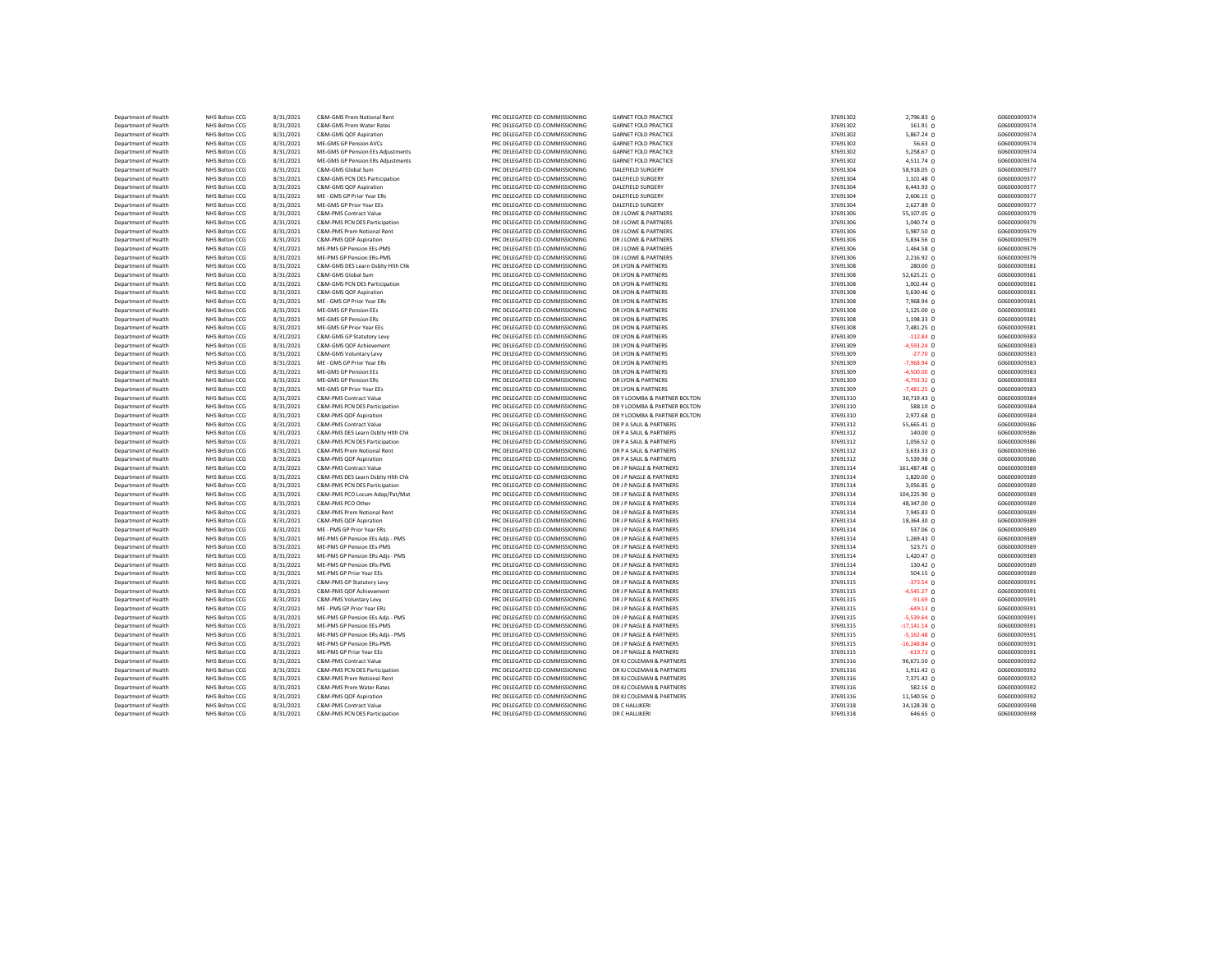| | | | | | | | | | |
|---|---|---|---|---|---|---|---|---|---|
| Department of Health | NHS Bolton CCG | 8/31/2021 | C&M-GMS Prem Notional Rent | PRC DELEGATED CO-COMMISSIONING | GARNET FOLD PRACTICE | 37691302 | 2,796.83 | 0 | G06000009374 |
| Department of Health | NHS Bolton CCG | 8/31/2021 | C&M-GMS Prem Water Rates | PRC DELEGATED CO-COMMISSIONING | GARNET FOLD PRACTICE | 37691302 | 161.91 | 0 | G06000009374 |
| Department of Health | NHS Bolton CCG | 8/31/2021 | C&M-GMS QOF Aspiration | PRC DELEGATED CO-COMMISSIONING | GARNET FOLD PRACTICE | 37691302 | 5,867.24 | 0 | G06000009374 |
| Department of Health | NHS Bolton CCG | 8/31/2021 | ME-GMS GP Pension AVCs | PRC DELEGATED CO-COMMISSIONING | GARNET FOLD PRACTICE | 37691302 | 56.63 | 0 | G06000009374 |
| Department of Health | NHS Bolton CCG | 8/31/2021 | ME-GMS GP Pension EEs Adjustments | PRC DELEGATED CO-COMMISSIONING | GARNET FOLD PRACTICE | 37691302 | 5,258.67 | 0 | G06000009374 |
| Department of Health | NHS Bolton CCG | 8/31/2021 | ME-GMS GP Pension ERs Adjustments | PRC DELEGATED CO-COMMISSIONING | GARNET FOLD PRACTICE | 37691302 | 4,511.74 | 0 | G06000009374 |
| Department of Health | NHS Bolton CCG | 8/31/2021 | C&M-GMS Global Sum | PRC DELEGATED CO-COMMISSIONING | DALEFIELD SURGERY | 37691304 | 58,918.05 | 0 | G06000009377 |
| Department of Health | NHS Bolton CCG | 8/31/2021 | C&M-GMS PCN DES Participation | PRC DELEGATED CO-COMMISSIONING | DALEFIELD SURGERY | 37691304 | 1,101.48 | 0 | G06000009377 |
| Department of Health | NHS Bolton CCG | 8/31/2021 | C&M-GMS QOF Aspiration | PRC DELEGATED CO-COMMISSIONING | DALEFIELD SURGERY | 37691304 | 6,443.93 | 0 | G06000009377 |
| Department of Health | NHS Bolton CCG | 8/31/2021 | ME - GMS GP Prior Year ERs | PRC DELEGATED CO-COMMISSIONING | DALEFIELD SURGERY | 37691304 | 2,606.15 | 0 | G06000009377 |
| Department of Health | NHS Bolton CCG | 8/31/2021 | ME-GMS GP Prior Year EEs | PRC DELEGATED CO-COMMISSIONING | DALEFIELD SURGERY | 37691304 | 2,627.89 | 0 | G06000009377 |
| Department of Health | NHS Bolton CCG | 8/31/2021 | C&M-PMS Contract Value | PRC DELEGATED CO-COMMISSIONING | DR J LOWE & PARTNERS | 37691306 | 55,107.05 | 0 | G06000009379 |
| Department of Health | NHS Bolton CCG | 8/31/2021 | C&M-PMS PCN DES Participation | PRC DELEGATED CO-COMMISSIONING | DR J LOWE & PARTNERS | 37691306 | 1,040.74 | 0 | G06000009379 |
| Department of Health | NHS Bolton CCG | 8/31/2021 | C&M-PMS Prem Notional Rent | PRC DELEGATED CO-COMMISSIONING | DR J LOWE & PARTNERS | 37691306 | 5,987.50 | 0 | G06000009379 |
| Department of Health | NHS Bolton CCG | 8/31/2021 | C&M-PMS QOF Aspiration | PRC DELEGATED CO-COMMISSIONING | DR J LOWE & PARTNERS | 37691306 | 5,834.56 | 0 | G06000009379 |
| Department of Health | NHS Bolton CCG | 8/31/2021 | ME-PMS GP Pension EEs-PMS | PRC DELEGATED CO-COMMISSIONING | DR J LOWE & PARTNERS | 37691306 | 1,464.58 | 0 | G06000009379 |
| Department of Health | NHS Bolton CCG | 8/31/2021 | ME-PMS GP Pension ERs-PMS | PRC DELEGATED CO-COMMISSIONING | DR J LOWE & PARTNERS | 37691306 | 2,216.92 | 0 | G06000009379 |
| Department of Health | NHS Bolton CCG | 8/31/2021 | C&M-GMS DES Learn Dsblty Hlth Chk | PRC DELEGATED CO-COMMISSIONING | DR LYON & PARTNERS | 37691308 | 280.00 | 0 | G06000009381 |
| Department of Health | NHS Bolton CCG | 8/31/2021 | C&M-GMS Global Sum | PRC DELEGATED CO-COMMISSIONING | DR LYON & PARTNERS | 37691308 | 52,625.21 | 0 | G06000009381 |
| Department of Health | NHS Bolton CCG | 8/31/2021 | C&M-GMS PCN DES Participation | PRC DELEGATED CO-COMMISSIONING | DR LYON & PARTNERS | 37691308 | 1,002.44 | 0 | G06000009381 |
| Department of Health | NHS Bolton CCG | 8/31/2021 | C&M-GMS QOF Aspiration | PRC DELEGATED CO-COMMISSIONING | DR LYON & PARTNERS | 37691308 | 5,630.46 | 0 | G06000009381 |
| Department of Health | NHS Bolton CCG | 8/31/2021 | ME - GMS GP Prior Year ERs | PRC DELEGATED CO-COMMISSIONING | DR LYON & PARTNERS | 37691308 | 7,968.94 | 0 | G06000009381 |
| Department of Health | NHS Bolton CCG | 8/31/2021 | ME-GMS GP Pension EEs | PRC DELEGATED CO-COMMISSIONING | DR LYON & PARTNERS | 37691308 | 1,125.00 | 0 | G06000009381 |
| Department of Health | NHS Bolton CCG | 8/31/2021 | ME-GMS GP Pension ERs | PRC DELEGATED CO-COMMISSIONING | DR LYON & PARTNERS | 37691308 | 1,198.33 | 0 | G06000009381 |
| Department of Health | NHS Bolton CCG | 8/31/2021 | ME-GMS GP Prior Year EEs | PRC DELEGATED CO-COMMISSIONING | DR LYON & PARTNERS | 37691308 | 7,481.25 | 0 | G06000009381 |
| Department of Health | NHS Bolton CCG | 8/31/2021 | C&M-GMS GP Statutory Levy | PRC DELEGATED CO-COMMISSIONING | DR LYON & PARTNERS | 37691309 | -112.84 | 0 | G06000009383 |
| Department of Health | NHS Bolton CCG | 8/31/2021 | C&M-GMS QOF Achievement | PRC DELEGATED CO-COMMISSIONING | DR LYON & PARTNERS | 37691309 | -4,593.24 | 0 | G06000009383 |
| Department of Health | NHS Bolton CCG | 8/31/2021 | C&M-GMS Voluntary Levy | PRC DELEGATED CO-COMMISSIONING | DR LYON & PARTNERS | 37691309 | -27.70 | 0 | G06000009383 |
| Department of Health | NHS Bolton CCG | 8/31/2021 | ME - GMS GP Prior Year ERs | PRC DELEGATED CO-COMMISSIONING | DR LYON & PARTNERS | 37691309 | -7,968.94 | 0 | G06000009383 |
| Department of Health | NHS Bolton CCG | 8/31/2021 | ME-GMS GP Pension EEs | PRC DELEGATED CO-COMMISSIONING | DR LYON & PARTNERS | 37691309 | -4,500.00 | 0 | G06000009383 |
| Department of Health | NHS Bolton CCG | 8/31/2021 | ME-GMS GP Pension ERs | PRC DELEGATED CO-COMMISSIONING | DR LYON & PARTNERS | 37691309 | -4,793.32 | 0 | G06000009383 |
| Department of Health | NHS Bolton CCG | 8/31/2021 | ME-GMS GP Prior Year EEs | PRC DELEGATED CO-COMMISSIONING | DR LYON & PARTNERS | 37691309 | -7,481.25 | 0 | G06000009383 |
| Department of Health | NHS Bolton CCG | 8/31/2021 | C&M-PMS Contract Value | PRC DELEGATED CO-COMMISSIONING | DR Y LOOMBA & PARTNER BOLTON | 37691310 | 30,719.43 | 0 | G06000009384 |
| Department of Health | NHS Bolton CCG | 8/31/2021 | C&M-PMS PCN DES Participation | PRC DELEGATED CO-COMMISSIONING | DR Y LOOMBA & PARTNER BOLTON | 37691310 | 588.10 | 0 | G06000009384 |
| Department of Health | NHS Bolton CCG | 8/31/2021 | C&M-PMS QOF Aspiration | PRC DELEGATED CO-COMMISSIONING | DR Y LOOMBA & PARTNER BOLTON | 37691310 | 2,972.68 | 0 | G06000009384 |
| Department of Health | NHS Bolton CCG | 8/31/2021 | C&M-PMS Contract Value | PRC DELEGATED CO-COMMISSIONING | DR P A SAUL & PARTNERS | 37691312 | 55,665.41 | 0 | G06000009386 |
| Department of Health | NHS Bolton CCG | 8/31/2021 | C&M-PMS DES Learn Dsblty Hlth Chk | PRC DELEGATED CO-COMMISSIONING | DR P A SAUL & PARTNERS | 37691312 | 140.00 | 0 | G06000009386 |
| Department of Health | NHS Bolton CCG | 8/31/2021 | C&M-PMS PCN DES Participation | PRC DELEGATED CO-COMMISSIONING | DR P A SAUL & PARTNERS | 37691312 | 1,056.52 | 0 | G06000009386 |
| Department of Health | NHS Bolton CCG | 8/31/2021 | C&M-PMS Prem Notional Rent | PRC DELEGATED CO-COMMISSIONING | DR P A SAUL & PARTNERS | 37691312 | 3,633.33 | 0 | G06000009386 |
| Department of Health | NHS Bolton CCG | 8/31/2021 | C&M-PMS QOF Aspiration | PRC DELEGATED CO-COMMISSIONING | DR P A SAUL & PARTNERS | 37691312 | 5,539.98 | 0 | G06000009386 |
| Department of Health | NHS Bolton CCG | 8/31/2021 | C&M-PMS Contract Value | PRC DELEGATED CO-COMMISSIONING | DR J P NAGLE & PARTNERS | 37691314 | 161,487.48 | 0 | G06000009389 |
| Department of Health | NHS Bolton CCG | 8/31/2021 | C&M-PMS DES Learn Dsblty Hlth Chk | PRC DELEGATED CO-COMMISSIONING | DR J P NAGLE & PARTNERS | 37691314 | 1,820.00 | 0 | G06000009389 |
| Department of Health | NHS Bolton CCG | 8/31/2021 | C&M-PMS PCN DES Participation | PRC DELEGATED CO-COMMISSIONING | DR J P NAGLE & PARTNERS | 37691314 | 3,056.85 | 0 | G06000009389 |
| Department of Health | NHS Bolton CCG | 8/31/2021 | C&M-PMS PCO Locum Adop/Pat/Mat | PRC DELEGATED CO-COMMISSIONING | DR J P NAGLE & PARTNERS | 37691314 | 104,225.90 | 0 | G06000009389 |
| Department of Health | NHS Bolton CCG | 8/31/2021 | C&M-PMS PCO Other | PRC DELEGATED CO-COMMISSIONING | DR J P NAGLE & PARTNERS | 37691314 | 48,347.00 | 0 | G06000009389 |
| Department of Health | NHS Bolton CCG | 8/31/2021 | C&M-PMS Prem Notional Rent | PRC DELEGATED CO-COMMISSIONING | DR J P NAGLE & PARTNERS | 37691314 | 7,945.83 | 0 | G06000009389 |
| Department of Health | NHS Bolton CCG | 8/31/2021 | C&M-PMS QOF Aspiration | PRC DELEGATED CO-COMMISSIONING | DR J P NAGLE & PARTNERS | 37691314 | 18,364.30 | 0 | G06000009389 |
| Department of Health | NHS Bolton CCG | 8/31/2021 | ME - PMS GP Prior Year ERs | PRC DELEGATED CO-COMMISSIONING | DR J P NAGLE & PARTNERS | 37691314 | 537.06 | 0 | G06000009389 |
| Department of Health | NHS Bolton CCG | 8/31/2021 | ME-PMS GP Pension EEs Adjs - PMS | PRC DELEGATED CO-COMMISSIONING | DR J P NAGLE & PARTNERS | 37691314 | 1,269.43 | 0 | G06000009389 |
| Department of Health | NHS Bolton CCG | 8/31/2021 | ME-PMS GP Pension EEs-PMS | PRC DELEGATED CO-COMMISSIONING | DR J P NAGLE & PARTNERS | 37691314 | 523.71 | 0 | G06000009389 |
| Department of Health | NHS Bolton CCG | 8/31/2021 | ME-PMS GP Pension ERs Adjs - PMS | PRC DELEGATED CO-COMMISSIONING | DR J P NAGLE & PARTNERS | 37691314 | 1,420.47 | 0 | G06000009389 |
| Department of Health | NHS Bolton CCG | 8/31/2021 | ME-PMS GP Pension ERs-PMS | PRC DELEGATED CO-COMMISSIONING | DR J P NAGLE & PARTNERS | 37691314 | 130.42 | 0 | G06000009389 |
| Department of Health | NHS Bolton CCG | 8/31/2021 | ME-PMS GP Prior Year EEs | PRC DELEGATED CO-COMMISSIONING | DR J P NAGLE & PARTNERS | 37691314 | 504.15 | 0 | G06000009389 |
| Department of Health | NHS Bolton CCG | 8/31/2021 | C&M-PMS GP Statutory Levy | PRC DELEGATED CO-COMMISSIONING | DR J P NAGLE & PARTNERS | 37691315 | -373.54 | 0 | G06000009391 |
| Department of Health | NHS Bolton CCG | 8/31/2021 | C&M-PMS QOF Achievement | PRC DELEGATED CO-COMMISSIONING | DR J P NAGLE & PARTNERS | 37691315 | -4,545.27 | 0 | G06000009391 |
| Department of Health | NHS Bolton CCG | 8/31/2021 | C&M-PMS Voluntary Levy | PRC DELEGATED CO-COMMISSIONING | DR J P NAGLE & PARTNERS | 37691315 | -91.69 | 0 | G06000009391 |
| Department of Health | NHS Bolton CCG | 8/31/2021 | ME - PMS GP Prior Year ERs | PRC DELEGATED CO-COMMISSIONING | DR J P NAGLE & PARTNERS | 37691315 | -649.13 | 0 | G06000009391 |
| Department of Health | NHS Bolton CCG | 8/31/2021 | ME-PMS GP Pension EEs Adjs - PMS | PRC DELEGATED CO-COMMISSIONING | DR J P NAGLE & PARTNERS | 37691315 | -5,539.64 | 0 | G06000009391 |
| Department of Health | NHS Bolton CCG | 8/31/2021 | ME-PMS GP Pension EEs-PMS | PRC DELEGATED CO-COMMISSIONING | DR J P NAGLE & PARTNERS | 37691315 | -17,141.14 | 0 | G06000009391 |
| Department of Health | NHS Bolton CCG | 8/31/2021 | ME-PMS GP Pension ERs Adjs - PMS | PRC DELEGATED CO-COMMISSIONING | DR J P NAGLE & PARTNERS | 37691315 | -5,162.48 | 0 | G06000009391 |
| Department of Health | NHS Bolton CCG | 8/31/2021 | ME-PMS GP Pension ERs-PMS | PRC DELEGATED CO-COMMISSIONING | DR J P NAGLE & PARTNERS | 37691315 | -16,248.84 | 0 | G06000009391 |
| Department of Health | NHS Bolton CCG | 8/31/2021 | ME-PMS GP Prior Year EEs | PRC DELEGATED CO-COMMISSIONING | DR J P NAGLE & PARTNERS | 37691315 | -619.73 | 0 | G06000009391 |
| Department of Health | NHS Bolton CCG | 8/31/2021 | C&M-PMS Contract Value | PRC DELEGATED CO-COMMISSIONING | DR KJ COLEMAN & PARTNERS | 37691316 | 96,671.50 | 0 | G06000009392 |
| Department of Health | NHS Bolton CCG | 8/31/2021 | C&M-PMS PCN DES Participation | PRC DELEGATED CO-COMMISSIONING | DR KJ COLEMAN & PARTNERS | 37691316 | 1,911.42 | 0 | G06000009392 |
| Department of Health | NHS Bolton CCG | 8/31/2021 | C&M-PMS Prem Notional Rent | PRC DELEGATED CO-COMMISSIONING | DR KJ COLEMAN & PARTNERS | 37691316 | 7,371.42 | 0 | G06000009392 |
| Department of Health | NHS Bolton CCG | 8/31/2021 | C&M-PMS Prem Water Rates | PRC DELEGATED CO-COMMISSIONING | DR KJ COLEMAN & PARTNERS | 37691316 | 582.16 | 0 | G06000009392 |
| Department of Health | NHS Bolton CCG | 8/31/2021 | C&M-PMS QOF Aspiration | PRC DELEGATED CO-COMMISSIONING | DR KJ COLEMAN & PARTNERS | 37691316 | 11,540.56 | 0 | G06000009392 |
| Department of Health | NHS Bolton CCG | 8/31/2021 | C&M-PMS Contract Value | PRC DELEGATED CO-COMMISSIONING | DR C HALLIKERI | 37691318 | 34,128.38 | 0 | G06000009398 |
| Department of Health | NHS Bolton CCG | 8/31/2021 | C&M-PMS PCN DES Participation | PRC DELEGATED CO-COMMISSIONING | DR C HALLIKERI | 37691318 | 646.65 | 0 | G06000009398 |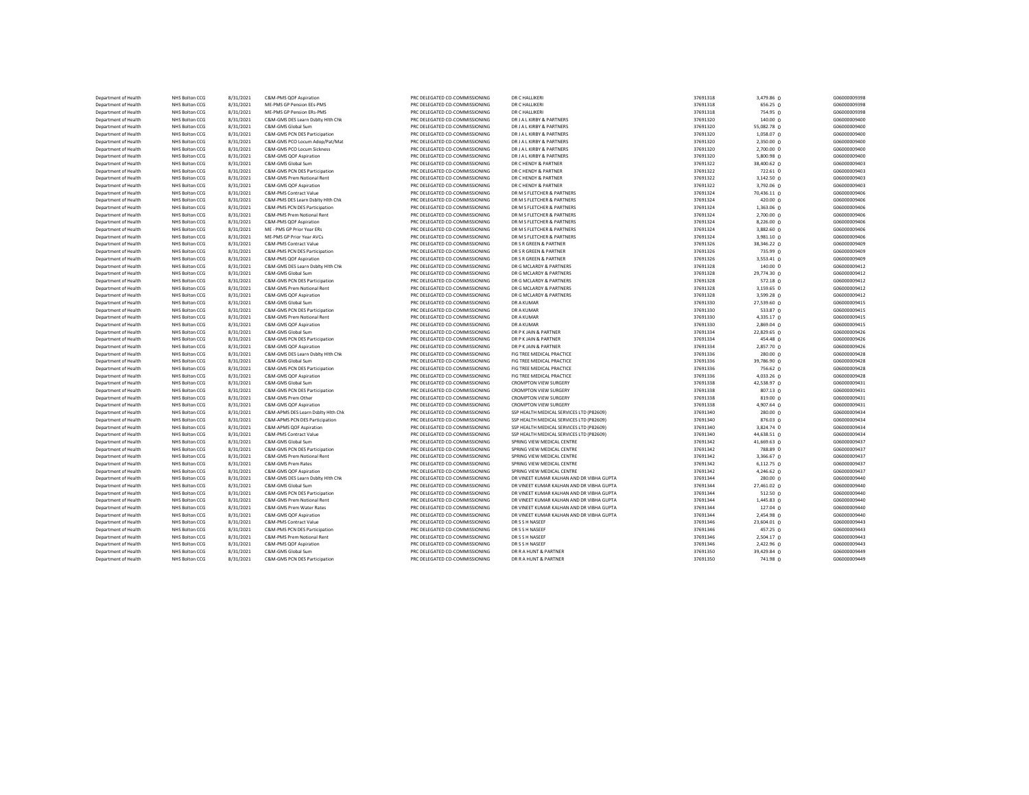| | | | | | | | | |
|---|---|---|---|---|---|---|---|---|
| Department of Health | NHS Bolton CCG | 8/31/2021 | C&M-PMS QOF Aspiration | PRC DELEGATED CO-COMMISSIONING | DR C HALLIKERI | 37691318 | 3,479.86 | G06000009398 |
| Department of Health | NHS Bolton CCG | 8/31/2021 | ME-PMS GP Pension EEs-PMS | PRC DELEGATED CO-COMMISSIONING | DR C HALLIKERI | 37691318 | 656.25 | G06000009398 |
| Department of Health | NHS Bolton CCG | 8/31/2021 | ME-PMS GP Pension ERs-PMS | PRC DELEGATED CO-COMMISSIONING | DR C HALLIKERI | 37691318 | 754.95 | G06000009398 |
| Department of Health | NHS Bolton CCG | 8/31/2021 | C&M-GMS DES Learn Dsblty Hlth Chk | PRC DELEGATED CO-COMMISSIONING | DR J A L KIRBY & PARTNERS | 37691320 | 140.00 | G06000009400 |
| Department of Health | NHS Bolton CCG | 8/31/2021 | C&M-GMS Global Sum | PRC DELEGATED CO-COMMISSIONING | DR J A L KIRBY & PARTNERS | 37691320 | 55,082.78 | G06000009400 |
| Department of Health | NHS Bolton CCG | 8/31/2021 | C&M-GMS PCN DES Participation | PRC DELEGATED CO-COMMISSIONING | DR J A L KIRBY & PARTNERS | 37691320 | 1,058.07 | G06000009400 |
| Department of Health | NHS Bolton CCG | 8/31/2021 | C&M-GMS PCO Locum Adop/Pat/Mat | PRC DELEGATED CO-COMMISSIONING | DR J A L KIRBY & PARTNERS | 37691320 | 2,350.00 | G06000009400 |
| Department of Health | NHS Bolton CCG | 8/31/2021 | C&M-GMS PCO Locum Sickness | PRC DELEGATED CO-COMMISSIONING | DR J A L KIRBY & PARTNERS | 37691320 | 2,700.00 | G06000009400 |
| Department of Health | NHS Bolton CCG | 8/31/2021 | C&M-GMS QOF Aspiration | PRC DELEGATED CO-COMMISSIONING | DR J A L KIRBY & PARTNERS | 37691320 | 5,800.98 | G06000009400 |
| Department of Health | NHS Bolton CCG | 8/31/2021 | C&M-GMS Global Sum | PRC DELEGATED CO-COMMISSIONING | DR C HENDY & PARTNER | 37691322 | 38,400.62 | G06000009403 |
| Department of Health | NHS Bolton CCG | 8/31/2021 | C&M-GMS PCN DES Participation | PRC DELEGATED CO-COMMISSIONING | DR C HENDY & PARTNER | 37691322 | 722.61 | G06000009403 |
| Department of Health | NHS Bolton CCG | 8/31/2021 | C&M-GMS Prem Notional Rent | PRC DELEGATED CO-COMMISSIONING | DR C HENDY & PARTNER | 37691322 | 3,142.50 | G06000009403 |
| Department of Health | NHS Bolton CCG | 8/31/2021 | C&M-GMS QOF Aspiration | PRC DELEGATED CO-COMMISSIONING | DR C HENDY & PARTNER | 37691322 | 3,792.06 | G06000009403 |
| Department of Health | NHS Bolton CCG | 8/31/2021 | C&M-PMS Contract Value | PRC DELEGATED CO-COMMISSIONING | DR M S FLETCHER & PARTNERS | 37691324 | 70,436.11 | G06000009406 |
| Department of Health | NHS Bolton CCG | 8/31/2021 | C&M-PMS DES Learn Dsblty Hlth Chk | PRC DELEGATED CO-COMMISSIONING | DR M S FLETCHER & PARTNERS | 37691324 | 420.00 | G06000009406 |
| Department of Health | NHS Bolton CCG | 8/31/2021 | C&M-PMS PCN DES Participation | PRC DELEGATED CO-COMMISSIONING | DR M S FLETCHER & PARTNERS | 37691324 | 1,363.06 | G06000009406 |
| Department of Health | NHS Bolton CCG | 8/31/2021 | C&M-PMS Prem Notional Rent | PRC DELEGATED CO-COMMISSIONING | DR M S FLETCHER & PARTNERS | 37691324 | 2,700.00 | G06000009406 |
| Department of Health | NHS Bolton CCG | 8/31/2021 | C&M-PMS QOF Aspiration | PRC DELEGATED CO-COMMISSIONING | DR M S FLETCHER & PARTNERS | 37691324 | 8,226.00 | G06000009406 |
| Department of Health | NHS Bolton CCG | 8/31/2021 | ME - PMS GP Prior Year ERs | PRC DELEGATED CO-COMMISSIONING | DR M S FLETCHER & PARTNERS | 37691324 | 3,882.60 | G06000009406 |
| Department of Health | NHS Bolton CCG | 8/31/2021 | ME-PMS GP Prior Year AVCs | PRC DELEGATED CO-COMMISSIONING | DR M S FLETCHER & PARTNERS | 37691324 | 3,981.10 | G06000009406 |
| Department of Health | NHS Bolton CCG | 8/31/2021 | C&M-PMS Contract Value | PRC DELEGATED CO-COMMISSIONING | DR S R GREEN & PARTNER | 37691326 | 38,346.22 | G06000009409 |
| Department of Health | NHS Bolton CCG | 8/31/2021 | C&M-PMS PCN DES Participation | PRC DELEGATED CO-COMMISSIONING | DR S R GREEN & PARTNER | 37691326 | 735.99 | G06000009409 |
| Department of Health | NHS Bolton CCG | 8/31/2021 | C&M-PMS QOF Aspiration | PRC DELEGATED CO-COMMISSIONING | DR S R GREEN & PARTNER | 37691326 | 3,553.41 | G06000009409 |
| Department of Health | NHS Bolton CCG | 8/31/2021 | C&M-GMS DES Learn Dsblty Hlth Chk | PRC DELEGATED CO-COMMISSIONING | DR G MCLARDY & PARTNERS | 37691328 | 140.00 | G06000009412 |
| Department of Health | NHS Bolton CCG | 8/31/2021 | C&M-GMS Global Sum | PRC DELEGATED CO-COMMISSIONING | DR G MCLARDY & PARTNERS | 37691328 | 29,774.30 | G06000009412 |
| Department of Health | NHS Bolton CCG | 8/31/2021 | C&M-GMS PCN DES Participation | PRC DELEGATED CO-COMMISSIONING | DR G MCLARDY & PARTNERS | 37691328 | 572.18 | G06000009412 |
| Department of Health | NHS Bolton CCG | 8/31/2021 | C&M-GMS Prem Notional Rent | PRC DELEGATED CO-COMMISSIONING | DR G MCLARDY & PARTNERS | 37691328 | 3,159.65 | G06000009412 |
| Department of Health | NHS Bolton CCG | 8/31/2021 | C&M-GMS QOF Aspiration | PRC DELEGATED CO-COMMISSIONING | DR G MCLARDY & PARTNERS | 37691328 | 3,599.28 | G06000009412 |
| Department of Health | NHS Bolton CCG | 8/31/2021 | C&M-GMS Global Sum | PRC DELEGATED CO-COMMISSIONING | DR A KUMAR | 37691330 | 27,539.60 | G06000009415 |
| Department of Health | NHS Bolton CCG | 8/31/2021 | C&M-GMS PCN DES Participation | PRC DELEGATED CO-COMMISSIONING | DR A KUMAR | 37691330 | 533.87 | G06000009415 |
| Department of Health | NHS Bolton CCG | 8/31/2021 | C&M-GMS Prem Notional Rent | PRC DELEGATED CO-COMMISSIONING | DR A KUMAR | 37691330 | 4,335.17 | G06000009415 |
| Department of Health | NHS Bolton CCG | 8/31/2021 | C&M-GMS QOF Aspiration | PRC DELEGATED CO-COMMISSIONING | DR A KUMAR | 37691330 | 2,869.04 | G06000009415 |
| Department of Health | NHS Bolton CCG | 8/31/2021 | C&M-GMS Global Sum | PRC DELEGATED CO-COMMISSIONING | DR P K JAIN & PARTNER | 37691334 | 22,829.65 | G06000009426 |
| Department of Health | NHS Bolton CCG | 8/31/2021 | C&M-GMS PCN DES Participation | PRC DELEGATED CO-COMMISSIONING | DR P K JAIN & PARTNER | 37691334 | 454.48 | G06000009426 |
| Department of Health | NHS Bolton CCG | 8/31/2021 | C&M-GMS QOF Aspiration | PRC DELEGATED CO-COMMISSIONING | DR P K JAIN & PARTNER | 37691334 | 2,857.70 | G06000009426 |
| Department of Health | NHS Bolton CCG | 8/31/2021 | C&M-GMS DES Learn Dsblty Hlth Chk | PRC DELEGATED CO-COMMISSIONING | FIG TREE MEDICAL PRACTICE | 37691336 | 280.00 | G06000009428 |
| Department of Health | NHS Bolton CCG | 8/31/2021 | C&M-GMS Global Sum | PRC DELEGATED CO-COMMISSIONING | FIG TREE MEDICAL PRACTICE | 37691336 | 39,786.90 | G06000009428 |
| Department of Health | NHS Bolton CCG | 8/31/2021 | C&M-GMS PCN DES Participation | PRC DELEGATED CO-COMMISSIONING | FIG TREE MEDICAL PRACTICE | 37691336 | 756.62 | G06000009428 |
| Department of Health | NHS Bolton CCG | 8/31/2021 | C&M-GMS QOF Aspiration | PRC DELEGATED CO-COMMISSIONING | FIG TREE MEDICAL PRACTICE | 37691336 | 4,033.26 | G06000009428 |
| Department of Health | NHS Bolton CCG | 8/31/2021 | C&M-GMS Global Sum | PRC DELEGATED CO-COMMISSIONING | CROMPTON VIEW SURGERY | 37691338 | 42,538.97 | G06000009431 |
| Department of Health | NHS Bolton CCG | 8/31/2021 | C&M-GMS PCN DES Participation | PRC DELEGATED CO-COMMISSIONING | CROMPTON VIEW SURGERY | 37691338 | 807.13 | G06000009431 |
| Department of Health | NHS Bolton CCG | 8/31/2021 | C&M-GMS Prem Other | PRC DELEGATED CO-COMMISSIONING | CROMPTON VIEW SURGERY | 37691338 | 819.00 | G06000009431 |
| Department of Health | NHS Bolton CCG | 8/31/2021 | C&M-GMS QOF Aspiration | PRC DELEGATED CO-COMMISSIONING | CROMPTON VIEW SURGERY | 37691338 | 4,907.64 | G06000009431 |
| Department of Health | NHS Bolton CCG | 8/31/2021 | C&M-APMS DES Learn Dsblty Hlth Chk | PRC DELEGATED CO-COMMISSIONING | SSP HEALTH MEDICAL SERVICES LTD (P82609) | 37691340 | 280.00 | G06000009434 |
| Department of Health | NHS Bolton CCG | 8/31/2021 | C&M-APMS PCN DES Participation | PRC DELEGATED CO-COMMISSIONING | SSP HEALTH MEDICAL SERVICES LTD (P82609) | 37691340 | 876.03 | G06000009434 |
| Department of Health | NHS Bolton CCG | 8/31/2021 | C&M-APMS QOF Aspiration | PRC DELEGATED CO-COMMISSIONING | SSP HEALTH MEDICAL SERVICES LTD (P82609) | 37691340 | 3,824.74 | G06000009434 |
| Department of Health | NHS Bolton CCG | 8/31/2021 | C&M-PMS Contract Value | PRC DELEGATED CO-COMMISSIONING | SSP HEALTH MEDICAL SERVICES LTD (P82609) | 37691340 | 44,638.51 | G06000009434 |
| Department of Health | NHS Bolton CCG | 8/31/2021 | C&M-GMS Global Sum | PRC DELEGATED CO-COMMISSIONING | SPRING VIEW MEDICAL CENTRE | 37691342 | 41,669.63 | G06000009437 |
| Department of Health | NHS Bolton CCG | 8/31/2021 | C&M-GMS PCN DES Participation | PRC DELEGATED CO-COMMISSIONING | SPRING VIEW MEDICAL CENTRE | 37691342 | 788.89 | G06000009437 |
| Department of Health | NHS Bolton CCG | 8/31/2021 | C&M-GMS Prem Notional Rent | PRC DELEGATED CO-COMMISSIONING | SPRING VIEW MEDICAL CENTRE | 37691342 | 3,366.67 | G06000009437 |
| Department of Health | NHS Bolton CCG | 8/31/2021 | C&M-GMS Prem Rates | PRC DELEGATED CO-COMMISSIONING | SPRING VIEW MEDICAL CENTRE | 37691342 | 6,112.75 | G06000009437 |
| Department of Health | NHS Bolton CCG | 8/31/2021 | C&M-GMS QOF Aspiration | PRC DELEGATED CO-COMMISSIONING | SPRING VIEW MEDICAL CENTRE | 37691342 | 4,246.62 | G06000009437 |
| Department of Health | NHS Bolton CCG | 8/31/2021 | C&M-GMS DES Learn Dsblty Hlth Chk | PRC DELEGATED CO-COMMISSIONING | DR VINEET KUMAR KALHAN AND DR VIBHA GUPTA | 37691344 | 280.00 | G06000009440 |
| Department of Health | NHS Bolton CCG | 8/31/2021 | C&M-GMS Global Sum | PRC DELEGATED CO-COMMISSIONING | DR VINEET KUMAR KALHAN AND DR VIBHA GUPTA | 37691344 | 27,461.02 | G06000009440 |
| Department of Health | NHS Bolton CCG | 8/31/2021 | C&M-GMS PCN DES Participation | PRC DELEGATED CO-COMMISSIONING | DR VINEET KUMAR KALHAN AND DR VIBHA GUPTA | 37691344 | 512.50 | G06000009440 |
| Department of Health | NHS Bolton CCG | 8/31/2021 | C&M-GMS Prem Notional Rent | PRC DELEGATED CO-COMMISSIONING | DR VINEET KUMAR KALHAN AND DR VIBHA GUPTA | 37691344 | 1,445.83 | G06000009440 |
| Department of Health | NHS Bolton CCG | 8/31/2021 | C&M-GMS Prem Water Rates | PRC DELEGATED CO-COMMISSIONING | DR VINEET KUMAR KALHAN AND DR VIBHA GUPTA | 37691344 | 127.04 | G06000009440 |
| Department of Health | NHS Bolton CCG | 8/31/2021 | C&M-GMS QOF Aspiration | PRC DELEGATED CO-COMMISSIONING | DR VINEET KUMAR KALHAN AND DR VIBHA GUPTA | 37691344 | 2,454.98 | G06000009440 |
| Department of Health | NHS Bolton CCG | 8/31/2021 | C&M-PMS Contract Value | PRC DELEGATED CO-COMMISSIONING | DR S S H NASEEF | 37691346 | 23,604.01 | G06000009443 |
| Department of Health | NHS Bolton CCG | 8/31/2021 | C&M-PMS PCN DES Participation | PRC DELEGATED CO-COMMISSIONING | DR S S H NASEEF | 37691346 | 457.25 | G06000009443 |
| Department of Health | NHS Bolton CCG | 8/31/2021 | C&M-PMS Prem Notional Rent | PRC DELEGATED CO-COMMISSIONING | DR S S H NASEEF | 37691346 | 2,504.17 | G06000009443 |
| Department of Health | NHS Bolton CCG | 8/31/2021 | C&M-PMS QOF Aspiration | PRC DELEGATED CO-COMMISSIONING | DR S S H NASEEF | 37691346 | 2,422.96 | G06000009443 |
| Department of Health | NHS Bolton CCG | 8/31/2021 | C&M-GMS Global Sum | PRC DELEGATED CO-COMMISSIONING | DR R A HUNT & PARTNER | 37691350 | 39,429.84 | G06000009449 |
| Department of Health | NHS Bolton CCG | 8/31/2021 | C&M-GMS PCN DES Participation | PRC DELEGATED CO-COMMISSIONING | DR R A HUNT & PARTNER | 37691350 | 741.98 | G06000009449 |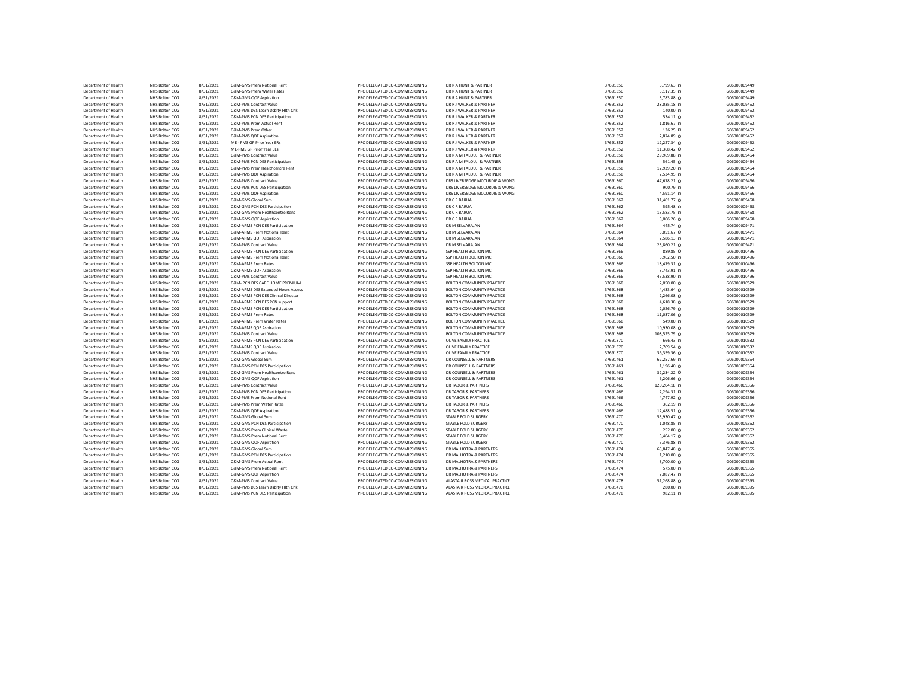| | | | | | | | | |
|---|---|---|---|---|---|---|---|---|
| Department of Health | NHS Bolton CCG | 8/31/2021 | C&M-GMS Prem Notional Rent | PRC DELEGATED CO-COMMISSIONING | DR R A HUNT & PARTNER | 37691350 | 5,799.63 | G06000009449 |
| Department of Health | NHS Bolton CCG | 8/31/2021 | C&M-GMS Prem Water Rates | PRC DELEGATED CO-COMMISSIONING | DR R A HUNT & PARTNER | 37691350 | 3,117.35 | G06000009449 |
| Department of Health | NHS Bolton CCG | 8/31/2021 | C&M-GMS QOF Aspiration | PRC DELEGATED CO-COMMISSIONING | DR R A HUNT & PARTNER | 37691350 | 3,783.88 | G06000009449 |
| Department of Health | NHS Bolton CCG | 8/31/2021 | C&M-PMS Contract Value | PRC DELEGATED CO-COMMISSIONING | DR R J WALKER & PARTNER | 37691352 | 28,035.18 | G06000009452 |
| Department of Health | NHS Bolton CCG | 8/31/2021 | C&M-PMS DES Learn Dsblty Hlth Chk | PRC DELEGATED CO-COMMISSIONING | DR R J WALKER & PARTNER | 37691352 | 140.00 | G06000009452 |
| Department of Health | NHS Bolton CCG | 8/31/2021 | C&M-PMS PCN DES Participation | PRC DELEGATED CO-COMMISSIONING | DR R J WALKER & PARTNER | 37691352 | 534.11 | G06000009452 |
| Department of Health | NHS Bolton CCG | 8/31/2021 | C&M-PMS Prem Actual Rent | PRC DELEGATED CO-COMMISSIONING | DR R J WALKER & PARTNER | 37691352 | 1,816.67 | G06000009452 |
| Department of Health | NHS Bolton CCG | 8/31/2021 | C&M-PMS Prem Other | PRC DELEGATED CO-COMMISSIONING | DR R J WALKER & PARTNER | 37691352 | 136.25 | G06000009452 |
| Department of Health | NHS Bolton CCG | 8/31/2021 | C&M-PMS QOF Aspiration | PRC DELEGATED CO-COMMISSIONING | DR R J WALKER & PARTNER | 37691352 | 2,874.89 | G06000009452 |
| Department of Health | NHS Bolton CCG | 8/31/2021 | ME - PMS GP Prior Year ERs | PRC DELEGATED CO-COMMISSIONING | DR R J WALKER & PARTNER | 37691352 | 12,227.34 | G06000009452 |
| Department of Health | NHS Bolton CCG | 8/31/2021 | ME-PMS GP Prior Year EEs | PRC DELEGATED CO-COMMISSIONING | DR R J WALKER & PARTNER | 37691352 | 11,368.42 | G06000009452 |
| Department of Health | NHS Bolton CCG | 8/31/2021 | C&M-PMS Contract Value | PRC DELEGATED CO-COMMISSIONING | DR R A M FALOUJI & PARTNER | 37691358 | 29,969.88 | G06000009464 |
| Department of Health | NHS Bolton CCG | 8/31/2021 | C&M-PMS PCN DES Participation | PRC DELEGATED CO-COMMISSIONING | DR R A M FALOUJI & PARTNER | 37691358 | 561.45 | G06000009464 |
| Department of Health | NHS Bolton CCG | 8/31/2021 | C&M-PMS Prem Healthcentre Rent | PRC DELEGATED CO-COMMISSIONING | DR R A M FALOUJI & PARTNER | 37691358 | 12,939.20 | G06000009464 |
| Department of Health | NHS Bolton CCG | 8/31/2021 | C&M-PMS QOF Aspiration | PRC DELEGATED CO-COMMISSIONING | DR R A M FALOUJI & PARTNER | 37691358 | 2,534.95 | G06000009464 |
| Department of Health | NHS Bolton CCG | 8/31/2021 | C&M-PMS Contract Value | PRC DELEGATED CO-COMMISSIONING | DRS LIVERSEDGE MCCURDIE & WONG | 37691360 | 47,678.21 | G06000009466 |
| Department of Health | NHS Bolton CCG | 8/31/2021 | C&M-PMS PCN DES Participation | PRC DELEGATED CO-COMMISSIONING | DRS LIVERSEDGE MCCURDIE & WONG | 37691360 | 900.79 | G06000009466 |
| Department of Health | NHS Bolton CCG | 8/31/2021 | C&M-PMS QOF Aspiration | PRC DELEGATED CO-COMMISSIONING | DRS LIVERSEDGE MCCURDIE & WONG | 37691360 | 4,591.14 | G06000009466 |
| Department of Health | NHS Bolton CCG | 8/31/2021 | C&M-GMS Global Sum | PRC DELEGATED CO-COMMISSIONING | DR C R BARUA | 37691362 | 31,401.77 | G06000009468 |
| Department of Health | NHS Bolton CCG | 8/31/2021 | C&M-GMS PCN DES Participation | PRC DELEGATED CO-COMMISSIONING | DR C R BARUA | 37691362 | 595.48 | G06000009468 |
| Department of Health | NHS Bolton CCG | 8/31/2021 | C&M-GMS Prem Healthcentre Rent | PRC DELEGATED CO-COMMISSIONING | DR C R BARUA | 37691362 | 13,583.75 | G06000009468 |
| Department of Health | NHS Bolton CCG | 8/31/2021 | C&M-GMS QOF Aspiration | PRC DELEGATED CO-COMMISSIONING | DR C R BARUA | 37691362 | 3,006.26 | G06000009468 |
| Department of Health | NHS Bolton CCG | 8/31/2021 | C&M-APMS PCN DES Participation | PRC DELEGATED CO-COMMISSIONING | DR M SELVARAJAN | 37691364 | 445.74 | G06000009471 |
| Department of Health | NHS Bolton CCG | 8/31/2021 | C&M-APMS Prem Notional Rent | PRC DELEGATED CO-COMMISSIONING | DR M SELVARAJAN | 37691364 | 3,051.67 | G06000009471 |
| Department of Health | NHS Bolton CCG | 8/31/2021 | C&M-APMS QOF Aspiration | PRC DELEGATED CO-COMMISSIONING | DR M SELVARAJAN | 37691364 | 2,586.13 | G06000009471 |
| Department of Health | NHS Bolton CCG | 8/31/2021 | C&M-PMS Contract Value | PRC DELEGATED CO-COMMISSIONING | DR M SELVARAJAN | 37691364 | 23,860.21 | G06000009471 |
| Department of Health | NHS Bolton CCG | 8/31/2021 | C&M-APMS PCN DES Participation | PRC DELEGATED CO-COMMISSIONING | SSP HEALTH BOLTON MC | 37691366 | 889.85 | G06000010496 |
| Department of Health | NHS Bolton CCG | 8/31/2021 | C&M-APMS Prem Notional Rent | PRC DELEGATED CO-COMMISSIONING | SSP HEALTH BOLTON MC | 37691366 | 5,962.50 | G06000010496 |
| Department of Health | NHS Bolton CCG | 8/31/2021 | C&M-APMS Prem Rates | PRC DELEGATED CO-COMMISSIONING | SSP HEALTH BOLTON MC | 37691366 | 18,479.31 | G06000010496 |
| Department of Health | NHS Bolton CCG | 8/31/2021 | C&M-APMS QOF Aspiration | PRC DELEGATED CO-COMMISSIONING | SSP HEALTH BOLTON MC | 37691366 | 3,743.91 | G06000010496 |
| Department of Health | NHS Bolton CCG | 8/31/2021 | C&M-PMS Contract Value | PRC DELEGATED CO-COMMISSIONING | SSP HEALTH BOLTON MC | 37691366 | 45,538.90 | G06000010496 |
| Department of Health | NHS Bolton CCG | 8/31/2021 | C&M- PCN DES CARE HOME PREMIUM | PRC DELEGATED CO-COMMISSIONING | BOLTON COMMUNITY PRACTICE | 37691368 | 2,050.00 | G06000010529 |
| Department of Health | NHS Bolton CCG | 8/31/2021 | C&M-APMS DES Extended Hours Access | PRC DELEGATED CO-COMMISSIONING | BOLTON COMMUNITY PRACTICE | 37691368 | 4,433.64 | G06000010529 |
| Department of Health | NHS Bolton CCG | 8/31/2021 | C&M-APMS PCN DES Clinical Director | PRC DELEGATED CO-COMMISSIONING | BOLTON COMMUNITY PRACTICE | 37691368 | 2,266.08 | G06000010529 |
| Department of Health | NHS Bolton CCG | 8/31/2021 | C&M-APMS PCN DES PCN support | PRC DELEGATED CO-COMMISSIONING | BOLTON COMMUNITY PRACTICE | 37691368 | 4,618.38 | G06000010529 |
| Department of Health | NHS Bolton CCG | 8/31/2021 | C&M-APMS PCN DES Participation | PRC DELEGATED CO-COMMISSIONING | BOLTON COMMUNITY PRACTICE | 37691368 | 2,026.79 | G06000010529 |
| Department of Health | NHS Bolton CCG | 8/31/2021 | C&M-APMS Prem Rates | PRC DELEGATED CO-COMMISSIONING | BOLTON COMMUNITY PRACTICE | 37691368 | 11,037.06 | G06000010529 |
| Department of Health | NHS Bolton CCG | 8/31/2021 | C&M-APMS Prem Water Rates | PRC DELEGATED CO-COMMISSIONING | BOLTON COMMUNITY PRACTICE | 37691368 | 549.00 | G06000010529 |
| Department of Health | NHS Bolton CCG | 8/31/2021 | C&M-APMS QOF Aspiration | PRC DELEGATED CO-COMMISSIONING | BOLTON COMMUNITY PRACTICE | 37691368 | 10,930.08 | G06000010529 |
| Department of Health | NHS Bolton CCG | 8/31/2021 | C&M-PMS Contract Value | PRC DELEGATED CO-COMMISSIONING | BOLTON COMMUNITY PRACTICE | 37691368 | 108,525.79 | G06000010529 |
| Department of Health | NHS Bolton CCG | 8/31/2021 | C&M-APMS PCN DES Participation | PRC DELEGATED CO-COMMISSIONING | OLIVE FAMILY PRACTICE | 37691370 | 666.43 | G06000010532 |
| Department of Health | NHS Bolton CCG | 8/31/2021 | C&M-APMS QOF Aspiration | PRC DELEGATED CO-COMMISSIONING | OLIVE FAMILY PRACTICE | 37691370 | 2,709.54 | G06000010532 |
| Department of Health | NHS Bolton CCG | 8/31/2021 | C&M-PMS Contract Value | PRC DELEGATED CO-COMMISSIONING | OLIVE FAMILY PRACTICE | 37691370 | 36,359.36 | G06000010532 |
| Department of Health | NHS Bolton CCG | 8/31/2021 | C&M-GMS Global Sum | PRC DELEGATED CO-COMMISSIONING | DR COUNSELL & PARTNERS | 37691461 | 62,257.69 | G06000009354 |
| Department of Health | NHS Bolton CCG | 8/31/2021 | C&M-GMS PCN DES Participation | PRC DELEGATED CO-COMMISSIONING | DR COUNSELL & PARTNERS | 37691461 | 1,196.40 | G06000009354 |
| Department of Health | NHS Bolton CCG | 8/31/2021 | C&M-GMS Prem Healthcentre Rent | PRC DELEGATED CO-COMMISSIONING | DR COUNSELL & PARTNERS | 37691461 | 32,234.22 | G06000009354 |
| Department of Health | NHS Bolton CCG | 8/31/2021 | C&M-GMS QOF Aspiration | PRC DELEGATED CO-COMMISSIONING | DR COUNSELL & PARTNERS | 37691461 | 6,206.66 | G06000009354 |
| Department of Health | NHS Bolton CCG | 8/31/2021 | C&M-PMS Contract Value | PRC DELEGATED CO-COMMISSIONING | DR TABOR & PARTNERS | 37691466 | 120,204.18 | G06000009356 |
| Department of Health | NHS Bolton CCG | 8/31/2021 | C&M-PMS PCN DES Participation | PRC DELEGATED CO-COMMISSIONING | DR TABOR & PARTNERS | 37691466 | 2,294.31 | G06000009356 |
| Department of Health | NHS Bolton CCG | 8/31/2021 | C&M-PMS Prem Notional Rent | PRC DELEGATED CO-COMMISSIONING | DR TABOR & PARTNERS | 37691466 | 4,747.92 | G06000009356 |
| Department of Health | NHS Bolton CCG | 8/31/2021 | C&M-PMS Prem Water Rates | PRC DELEGATED CO-COMMISSIONING | DR TABOR & PARTNERS | 37691466 | 362.19 | G06000009356 |
| Department of Health | NHS Bolton CCG | 8/31/2021 | C&M-PMS QOF Aspiration | PRC DELEGATED CO-COMMISSIONING | DR TABOR & PARTNERS | 37691466 | 12,488.51 | G06000009356 |
| Department of Health | NHS Bolton CCG | 8/31/2021 | C&M-GMS Global Sum | PRC DELEGATED CO-COMMISSIONING | STABLE FOLD SURGERY | 37691470 | 53,930.47 | G06000009362 |
| Department of Health | NHS Bolton CCG | 8/31/2021 | C&M-GMS PCN DES Participation | PRC DELEGATED CO-COMMISSIONING | STABLE FOLD SURGERY | 37691470 | 1,048.85 | G06000009362 |
| Department of Health | NHS Bolton CCG | 8/31/2021 | C&M-GMS Prem Clinical Waste | PRC DELEGATED CO-COMMISSIONING | STABLE FOLD SURGERY | 37691470 | 252.00 | G06000009362 |
| Department of Health | NHS Bolton CCG | 8/31/2021 | C&M-GMS Prem Notional Rent | PRC DELEGATED CO-COMMISSIONING | STABLE FOLD SURGERY | 37691470 | 3,404.17 | G06000009362 |
| Department of Health | NHS Bolton CCG | 8/31/2021 | C&M-GMS QOF Aspiration | PRC DELEGATED CO-COMMISSIONING | STABLE FOLD SURGERY | 37691470 | 5,376.88 | G06000009362 |
| Department of Health | NHS Bolton CCG | 8/31/2021 | C&M-GMS Global Sum | PRC DELEGATED CO-COMMISSIONING | DR MALHOTRA & PARTNERS | 37691474 | 63,847.48 | G06000009365 |
| Department of Health | NHS Bolton CCG | 8/31/2021 | C&M-GMS PCN DES Participation | PRC DELEGATED CO-COMMISSIONING | DR MALHOTRA & PARTNERS | 37691474 | 1,210.00 | G06000009365 |
| Department of Health | NHS Bolton CCG | 8/31/2021 | C&M-GMS Prem Actual Rent | PRC DELEGATED CO-COMMISSIONING | DR MALHOTRA & PARTNERS | 37691474 | 3,700.00 | G06000009365 |
| Department of Health | NHS Bolton CCG | 8/31/2021 | C&M-GMS Prem Notional Rent | PRC DELEGATED CO-COMMISSIONING | DR MALHOTRA & PARTNERS | 37691474 | 575.00 | G06000009365 |
| Department of Health | NHS Bolton CCG | 8/31/2021 | C&M-GMS QOF Aspiration | PRC DELEGATED CO-COMMISSIONING | DR MALHOTRA & PARTNERS | 37691474 | 7,087.47 | G06000009365 |
| Department of Health | NHS Bolton CCG | 8/31/2021 | C&M-PMS Contract Value | PRC DELEGATED CO-COMMISSIONING | ALASTAIR ROSS MEDICAL PRACTICE | 37691478 | 51,268.88 | G06000009395 |
| Department of Health | NHS Bolton CCG | 8/31/2021 | C&M-PMS DES Learn Dsblty Hlth Chk | PRC DELEGATED CO-COMMISSIONING | ALASTAIR ROSS MEDICAL PRACTICE | 37691478 | 280.00 | G06000009395 |
| Department of Health | NHS Bolton CCG | 8/31/2021 | C&M-PMS PCN DES Participation | PRC DELEGATED CO-COMMISSIONING | ALASTAIR ROSS MEDICAL PRACTICE | 37691478 | 982.11 | G06000009395 |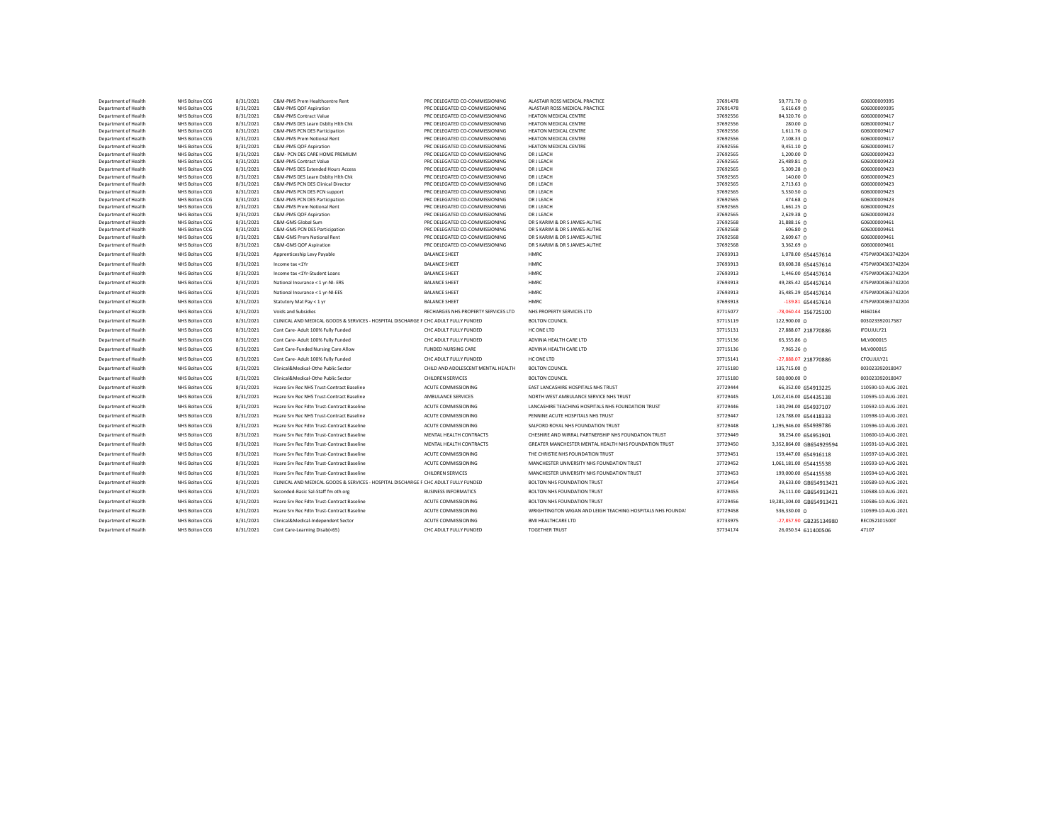| | | | | | | | | | |
|---|---|---|---|---|---|---|---|---|---|
| Department of Health | NHS Bolton CCG | 8/31/2021 | C&M-PMS Prem Healthcentre Rent | PRC DELEGATED CO-COMMISSIONING | ALASTAIR ROSS MEDICAL PRACTICE | 37691478 | 59,771.70 | 0 | G06000009395 |
| Department of Health | NHS Bolton CCG | 8/31/2021 | C&M-PMS QOF Aspiration | PRC DELEGATED CO-COMMISSIONING | ALASTAIR ROSS MEDICAL PRACTICE | 37691478 | 5,616.69 | 0 | G06000009395 |
| Department of Health | NHS Bolton CCG | 8/31/2021 | C&M-PMS Contract Value | PRC DELEGATED CO-COMMISSIONING | HEATON MEDICAL CENTRE | 37692556 | 84,320.76 | 0 | G06000009417 |
| Department of Health | NHS Bolton CCG | 8/31/2021 | C&M-PMS DES Learn Dsblty Hlth Chk | PRC DELEGATED CO-COMMISSIONING | HEATON MEDICAL CENTRE | 37692556 | 280.00 | 0 | G06000009417 |
| Department of Health | NHS Bolton CCG | 8/31/2021 | C&M-PMS PCN DES Participation | PRC DELEGATED CO-COMMISSIONING | HEATON MEDICAL CENTRE | 37692556 | 1,611.76 | 0 | G06000009417 |
| Department of Health | NHS Bolton CCG | 8/31/2021 | C&M-PMS Prem Notional Rent | PRC DELEGATED CO-COMMISSIONING | HEATON MEDICAL CENTRE | 37692556 | 7,108.33 | 0 | G06000009417 |
| Department of Health | NHS Bolton CCG | 8/31/2021 | C&M-PMS QOF Aspiration | PRC DELEGATED CO-COMMISSIONING | HEATON MEDICAL CENTRE | 37692556 | 9,451.10 | 0 | G06000009417 |
| Department of Health | NHS Bolton CCG | 8/31/2021 | C&M- PCN DES CARE HOME PREMIUM | PRC DELEGATED CO-COMMISSIONING | DR J LEACH | 37692565 | 1,200.00 | 0 | G06000009423 |
| Department of Health | NHS Bolton CCG | 8/31/2021 | C&M-PMS Contract Value | PRC DELEGATED CO-COMMISSIONING | DR J LEACH | 37692565 | 25,489.81 | 0 | G06000009423 |
| Department of Health | NHS Bolton CCG | 8/31/2021 | C&M-PMS DES Extended Hours Access | PRC DELEGATED CO-COMMISSIONING | DR J LEACH | 37692565 | 5,309.28 | 0 | G06000009423 |
| Department of Health | NHS Bolton CCG | 8/31/2021 | C&M-PMS DES Learn Dsblty Hlth Chk | PRC DELEGATED CO-COMMISSIONING | DR J LEACH | 37692565 | 140.00 | 0 | G06000009423 |
| Department of Health | NHS Bolton CCG | 8/31/2021 | C&M-PMS PCN DES Clinical Director | PRC DELEGATED CO-COMMISSIONING | DR J LEACH | 37692565 | 2,713.63 | 0 | G06000009423 |
| Department of Health | NHS Bolton CCG | 8/31/2021 | C&M-PMS PCN DES PCN support | PRC DELEGATED CO-COMMISSIONING | DR J LEACH | 37692565 | 5,530.50 | 0 | G06000009423 |
| Department of Health | NHS Bolton CCG | 8/31/2021 | C&M-PMS PCN DES Participation | PRC DELEGATED CO-COMMISSIONING | DR J LEACH | 37692565 | 474.68 | 0 | G06000009423 |
| Department of Health | NHS Bolton CCG | 8/31/2021 | C&M-PMS Prem Notional Rent | PRC DELEGATED CO-COMMISSIONING | DR J LEACH | 37692565 | 1,661.25 | 0 | G06000009423 |
| Department of Health | NHS Bolton CCG | 8/31/2021 | C&M-PMS QOF Aspiration | PRC DELEGATED CO-COMMISSIONING | DR J LEACH | 37692565 | 2,629.38 | 0 | G06000009423 |
| Department of Health | NHS Bolton CCG | 8/31/2021 | C&M-GMS Global Sum | PRC DELEGATED CO-COMMISSIONING | DR S KARIM & DR S JAMES-AUTHE | 37692568 | 31,888.16 | 0 | G06000009461 |
| Department of Health | NHS Bolton CCG | 8/31/2021 | C&M-GMS PCN DES Participation | PRC DELEGATED CO-COMMISSIONING | DR S KARIM & DR S JAMES-AUTHE | 37692568 | 606.80 | 0 | G06000009461 |
| Department of Health | NHS Bolton CCG | 8/31/2021 | C&M-GMS Prem Notional Rent | PRC DELEGATED CO-COMMISSIONING | DR S KARIM & DR S JAMES-AUTHE | 37692568 | 2,609.67 | 0 | G06000009461 |
| Department of Health | NHS Bolton CCG | 8/31/2021 | C&M-GMS QOF Aspiration | PRC DELEGATED CO-COMMISSIONING | DR S KARIM & DR S JAMES-AUTHE | 37692568 | 3,362.69 | 0 | G06000009461 |
| Department of Health | NHS Bolton CCG | 8/31/2021 | Apprenticeship Levy Payable | BALANCE SHEET | HMRC | 37693913 | 1,078.00 | 654457614 | 475PW004363742204 |
| Department of Health | NHS Bolton CCG | 8/31/2021 | Income tax <1Yr | BALANCE SHEET | HMRC | 37693913 | 69,608.38 | 654457614 | 475PW004363742204 |
| Department of Health | NHS Bolton CCG | 8/31/2021 | Income tax <1Yr-Student Loans | BALANCE SHEET | HMRC | 37693913 | 1,446.00 | 654457614 | 475PW004363742204 |
| Department of Health | NHS Bolton CCG | 8/31/2021 | National Insurance < 1 yr-NI- ERS | BALANCE SHEET | HMRC | 37693913 | 49,285.42 | 654457614 | 475PW004363742204 |
| Department of Health | NHS Bolton CCG | 8/31/2021 | National Insurance < 1 yr-NI-EES | BALANCE SHEET | HMRC | 37693913 | 35,485.29 | 654457614 | 475PW004363742204 |
| Department of Health | NHS Bolton CCG | 8/31/2021 | Statutory Mat Pay < 1 yr | BALANCE SHEET | HMRC | 37693913 | -139.81 | 654457614 | 475PW004363742204 |
| Department of Health | NHS Bolton CCG | 8/31/2021 | Voids and Subsidies | RECHARGES NHS PROPERTY SERVICES LTD | NHS PROPERTY SERVICES LTD | 37715077 | -78,060.44 | 156725100 | H460164 |
| Department of Health | NHS Bolton CCG | 8/31/2021 | CLINICAL AND MEDICAL GOODS & SERVICES - HOSPITAL DISCHARGE F | CHC ADULT FULLY FUNDED | BOLTON COUNCIL | 37715119 | 122,900.00 | 0 | 003023392017587 |
| Department of Health | NHS Bolton CCG | 8/31/2021 | Cont Care- Adult 100% Fully Funded | CHC ADULT FULLY FUNDED | HC ONE LTD | 37715131 | 27,888.07 | 218770886 | IFOUJULY21 |
| Department of Health | NHS Bolton CCG | 8/31/2021 | Cont Care- Adult 100% Fully Funded | CHC ADULT FULLY FUNDED | ADVINIA HEALTH CARE LTD | 37715136 | 65,355.86 | 0 | MLV000015 |
| Department of Health | NHS Bolton CCG | 8/31/2021 | Cont Care-Funded Nursing Care Allow | FUNDED NURSING CARE | ADVINIA HEALTH CARE LTD | 37715136 | 7,965.26 | 0 | MLV000015 |
| Department of Health | NHS Bolton CCG | 8/31/2021 | Cont Care- Adult 100% Fully Funded | CHC ADULT FULLY FUNDED | HC ONE LTD | 37715141 | -27,888.07 | 218770886 | CFOUJULY21 |
| Department of Health | NHS Bolton CCG | 8/31/2021 | Clinical&Medical-Othe Public Sector | CHILD AND ADOLESCENT MENTAL HEALTH | BOLTON COUNCIL | 37715180 | 135,715.00 | 0 | 003023392018047 |
| Department of Health | NHS Bolton CCG | 8/31/2021 | Clinical&Medical-Othe Public Sector | CHILDREN SERVICES | BOLTON COUNCIL | 37715180 | 500,000.00 | 0 | 003023392018047 |
| Department of Health | NHS Bolton CCG | 8/31/2021 | Hcare Srv Rec NHS Trust-Contract Baseline | ACUTE COMMISSIONING | EAST LANCASHIRE HOSPITALS NHS TRUST | 37729444 | 66,352.00 | 654913225 | 110590-10-AUG-2021 |
| Department of Health | NHS Bolton CCG | 8/31/2021 | Hcare Srv Rec NHS Trust-Contract Baseline | AMBULANCE SERVICES | NORTH WEST AMBULANCE SERVICE NHS TRUST | 37729445 | 1,012,416.00 | 654435138 | 110595-10-AUG-2021 |
| Department of Health | NHS Bolton CCG | 8/31/2021 | Hcare Srv Rec Fdtn Trust-Contract Baseline | ACUTE COMMISSIONING | LANCASHIRE TEACHING HOSPITALS NHS FOUNDATION TRUST | 37729446 | 130,294.00 | 654937107 | 110592-10-AUG-2021 |
| Department of Health | NHS Bolton CCG | 8/31/2021 | Hcare Srv Rec NHS Trust-Contract Baseline | ACUTE COMMISSIONING | PENNINE ACUTE HOSPITALS NHS TRUST | 37729447 | 123,788.00 | 654418333 | 110598-10-AUG-2021 |
| Department of Health | NHS Bolton CCG | 8/31/2021 | Hcare Srv Rec Fdtn Trust-Contract Baseline | ACUTE COMMISSIONING | SALFORD ROYAL NHS FOUNDATION TRUST | 37729448 | 1,295,946.00 | 654939786 | 110596-10-AUG-2021 |
| Department of Health | NHS Bolton CCG | 8/31/2021 | Hcare Srv Rec Fdtn Trust-Contract Baseline | MENTAL HEALTH CONTRACTS | CHESHIRE AND WIRRAL PARTNERSHIP NHS FOUNDATION TRUST | 37729449 | 38,254.00 | 654951901 | 110600-10-AUG-2021 |
| Department of Health | NHS Bolton CCG | 8/31/2021 | Hcare Srv Rec Fdtn Trust-Contract Baseline | MENTAL HEALTH CONTRACTS | GREATER MANCHESTER MENTAL HEALTH NHS FOUNDATION TRUST | 37729450 | 3,352,864.00 | GB654929594 | 110591-10-AUG-2021 |
| Department of Health | NHS Bolton CCG | 8/31/2021 | Hcare Srv Rec Fdtn Trust-Contract Baseline | ACUTE COMMISSIONING | THE CHRISTIE NHS FOUNDATION TRUST | 37729451 | 159,447.00 | 654916118 | 110597-10-AUG-2021 |
| Department of Health | NHS Bolton CCG | 8/31/2021 | Hcare Srv Rec Fdtn Trust-Contract Baseline | ACUTE COMMISSIONING | MANCHESTER UNIVERSITY NHS FOUNDATION TRUST | 37729452 | 1,061,181.00 | 654415538 | 110593-10-AUG-2021 |
| Department of Health | NHS Bolton CCG | 8/31/2021 | Hcare Srv Rec Fdtn Trust-Contract Baseline | CHILDREN SERVICES | MANCHESTER UNIVERSITY NHS FOUNDATION TRUST | 37729453 | 199,000.00 | 654415538 | 110594-10-AUG-2021 |
| Department of Health | NHS Bolton CCG | 8/31/2021 | CLINICAL AND MEDICAL GOODS & SERVICES - HOSPITAL DISCHARGE F | CHC ADULT FULLY FUNDED | BOLTON NHS FOUNDATION TRUST | 37729454 | 39,633.00 | GB654913421 | 110589-10-AUG-2021 |
| Department of Health | NHS Bolton CCG | 8/31/2021 | Seconded-Basic Sal-Staff fm oth org | BUSINESS INFORMATICS | BOLTON NHS FOUNDATION TRUST | 37729455 | 26,111.00 | GB654913421 | 110588-10-AUG-2021 |
| Department of Health | NHS Bolton CCG | 8/31/2021 | Hcare Srv Rec Fdtn Trust-Contract Baseline | ACUTE COMMISSIONING | BOLTON NHS FOUNDATION TRUST | 37729456 | 19,281,304.00 | GB654913421 | 110586-10-AUG-2021 |
| Department of Health | NHS Bolton CCG | 8/31/2021 | Hcare Srv Rec Fdtn Trust-Contract Baseline | ACUTE COMMISSIONING | WRIGHTINGTON WIGAN AND LEIGH TEACHING HOSPITALS NHS FOUNDAT | 37729458 | 536,330.00 | 0 | 110599-10-AUG-2021 |
| Department of Health | NHS Bolton CCG | 8/31/2021 | Clinical&Medical-Independent Sector | ACUTE COMMISSIONING | BMI HEALTHCARE LTD | 37733975 | -27,857.90 | GB235134980 | REC052101500T |
| Department of Health | NHS Bolton CCG | 8/31/2021 | Cont Care-Learning Disab(<65) | CHC ADULT FULLY FUNDED | TOGETHER TRUST | 37734174 | 26,050.54 | 611400506 | 47107 |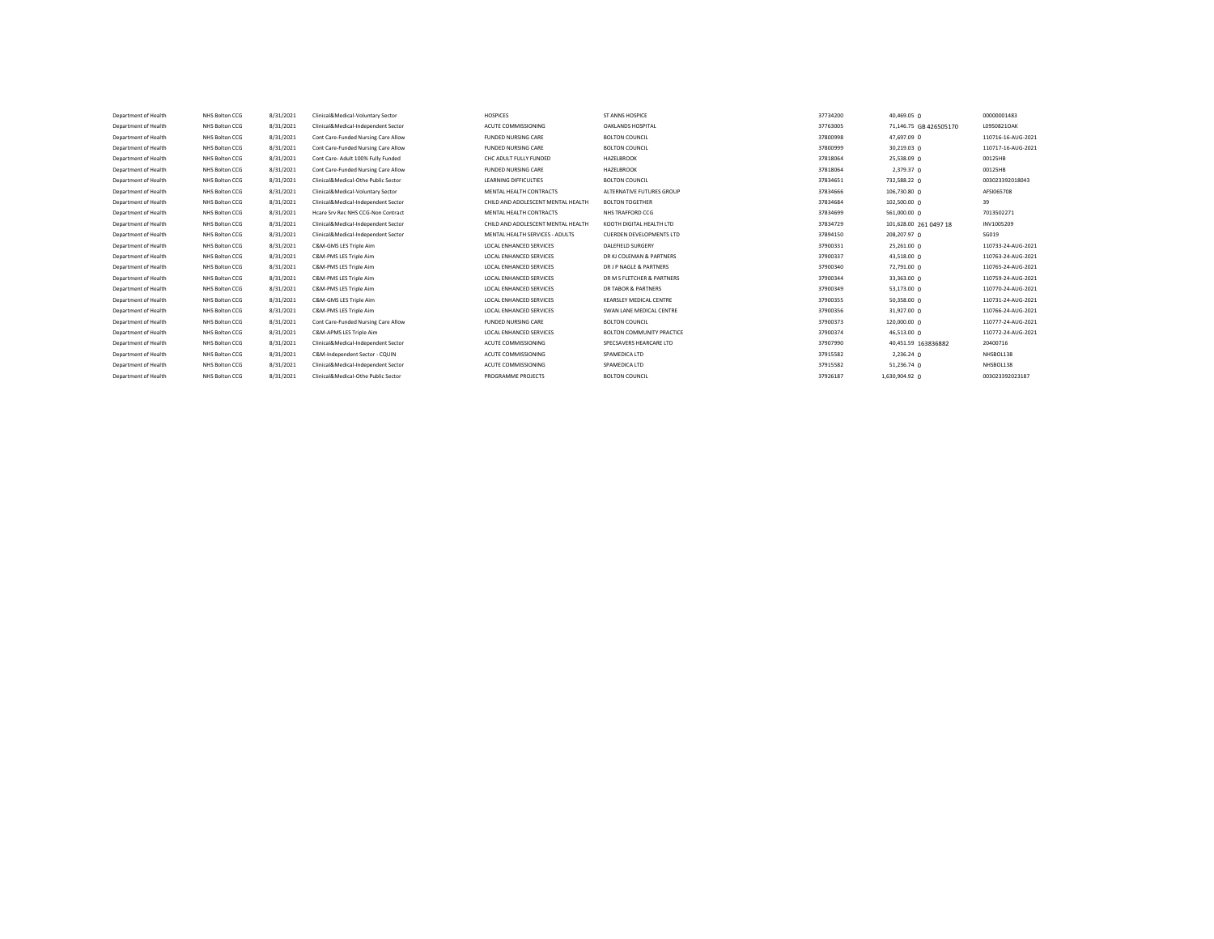| | | | | | | | | | |
|---|---|---|---|---|---|---|---|---|---|
| Department of Health | NHS Bolton CCG | 8/31/2021 | Clinical&Medical-Voluntary Sector | HOSPICES | ST ANNS HOSPICE | 37734200 | 40,469.05 | 0 | 00000001483 |
| Department of Health | NHS Bolton CCG | 8/31/2021 | Clinical&Medical-Independent Sector | ACUTE COMMISSIONING | OAKLANDS HOSPITAL | 37763005 | 71,146.75 | GB 426505170 | L0950821OAK |
| Department of Health | NHS Bolton CCG | 8/31/2021 | Cont Care-Funded Nursing Care Allow | FUNDED NURSING CARE | BOLTON COUNCIL | 37800998 | 47,697.09 | 0 | 110716-16-AUG-2021 |
| Department of Health | NHS Bolton CCG | 8/31/2021 | Cont Care-Funded Nursing Care Allow | FUNDED NURSING CARE | BOLTON COUNCIL | 37800999 | 30,219.03 | 0 | 110717-16-AUG-2021 |
| Department of Health | NHS Bolton CCG | 8/31/2021 | Cont Care- Adult 100% Fully Funded | CHC ADULT FULLY FUNDED | HAZELBROOK | 37818064 | 25,538.09 | 0 | 00125HB |
| Department of Health | NHS Bolton CCG | 8/31/2021 | Cont Care-Funded Nursing Care Allow | FUNDED NURSING CARE | HAZELBROOK | 37818064 | 2,379.37 | 0 | 00125HB |
| Department of Health | NHS Bolton CCG | 8/31/2021 | Clinical&Medical-Othe Public Sector | LEARNING DIFFICULTIES | BOLTON COUNCIL | 37834651 | 732,588.22 | 0 | 003023392018043 |
| Department of Health | NHS Bolton CCG | 8/31/2021 | Clinical&Medical-Voluntary Sector | MENTAL HEALTH CONTRACTS | ALTERNATIVE FUTURES GROUP | 37834666 | 106,730.80 | 0 | AFSI065708 |
| Department of Health | NHS Bolton CCG | 8/31/2021 | Clinical&Medical-Independent Sector | CHILD AND ADOLESCENT MENTAL HEALTH | BOLTON TOGETHER | 37834684 | 102,500.00 | 0 | 39 |
| Department of Health | NHS Bolton CCG | 8/31/2021 | Hcare Srv Rec NHS CCG-Non Contract | MENTAL HEALTH CONTRACTS | NHS TRAFFORD CCG | 37834699 | 561,000.00 | 0 | 7013502271 |
| Department of Health | NHS Bolton CCG | 8/31/2021 | Clinical&Medical-Independent Sector | CHILD AND ADOLESCENT MENTAL HEALTH | KOOTH DIGITAL HEALTH LTD | 37834729 | 101,628.00 | 261 0497 18 | INV1005209 |
| Department of Health | NHS Bolton CCG | 8/31/2021 | Clinical&Medical-Independent Sector | MENTAL HEALTH SERVICES - ADULTS | CUERDEN DEVELOPMENTS LTD | 37894150 | 208,207.97 | 0 | SG019 |
| Department of Health | NHS Bolton CCG | 8/31/2021 | C&M-GMS LES Triple Aim | LOCAL ENHANCED SERVICES | DALEFIELD SURGERY | 37900331 | 25,261.00 | 0 | 110733-24-AUG-2021 |
| Department of Health | NHS Bolton CCG | 8/31/2021 | C&M-PMS LES Triple Aim | LOCAL ENHANCED SERVICES | DR KJ COLEMAN & PARTNERS | 37900337 | 43,518.00 | 0 | 110763-24-AUG-2021 |
| Department of Health | NHS Bolton CCG | 8/31/2021 | C&M-PMS LES Triple Aim | LOCAL ENHANCED SERVICES | DR J P NAGLE & PARTNERS | 37900340 | 72,791.00 | 0 | 110765-24-AUG-2021 |
| Department of Health | NHS Bolton CCG | 8/31/2021 | C&M-PMS LES Triple Aim | LOCAL ENHANCED SERVICES | DR M S FLETCHER & PARTNERS | 37900344 | 33,363.00 | 0 | 110759-24-AUG-2021 |
| Department of Health | NHS Bolton CCG | 8/31/2021 | C&M-PMS LES Triple Aim | LOCAL ENHANCED SERVICES | DR TABOR & PARTNERS | 37900349 | 53,173.00 | 0 | 110770-24-AUG-2021 |
| Department of Health | NHS Bolton CCG | 8/31/2021 | C&M-GMS LES Triple Aim | LOCAL ENHANCED SERVICES | KEARSLEY MEDICAL CENTRE | 37900355 | 50,358.00 | 0 | 110731-24-AUG-2021 |
| Department of Health | NHS Bolton CCG | 8/31/2021 | C&M-PMS LES Triple Aim | LOCAL ENHANCED SERVICES | SWAN LANE MEDICAL CENTRE | 37900356 | 31,927.00 | 0 | 110766-24-AUG-2021 |
| Department of Health | NHS Bolton CCG | 8/31/2021 | Cont Care-Funded Nursing Care Allow | FUNDED NURSING CARE | BOLTON COUNCIL | 37900373 | 120,000.00 | 0 | 110777-24-AUG-2021 |
| Department of Health | NHS Bolton CCG | 8/31/2021 | C&M-APMS LES Triple Aim | LOCAL ENHANCED SERVICES | BOLTON COMMUNITY PRACTICE | 37900374 | 46,513.00 | 0 | 110772-24-AUG-2021 |
| Department of Health | NHS Bolton CCG | 8/31/2021 | Clinical&Medical-Independent Sector | ACUTE COMMISSIONING | SPECSAVERS HEARCARE LTD | 37907990 | 40,451.59 | 163836882 | 20400716 |
| Department of Health | NHS Bolton CCG | 8/31/2021 | C&M-Independent Sector - CQUIN | ACUTE COMMISSIONING | SPAMEDICA LTD | 37915582 | 2,236.24 | 0 | NHSBOL138 |
| Department of Health | NHS Bolton CCG | 8/31/2021 | Clinical&Medical-Independent Sector | ACUTE COMMISSIONING | SPAMEDICA LTD | 37915582 | 51,236.74 | 0 | NHSBOL138 |
| Department of Health | NHS Bolton CCG | 8/31/2021 | Clinical&Medical-Othe Public Sector | PROGRAMME PROJECTS | BOLTON COUNCIL | 37926187 | 1,630,904.92 | 0 | 003023392023187 |